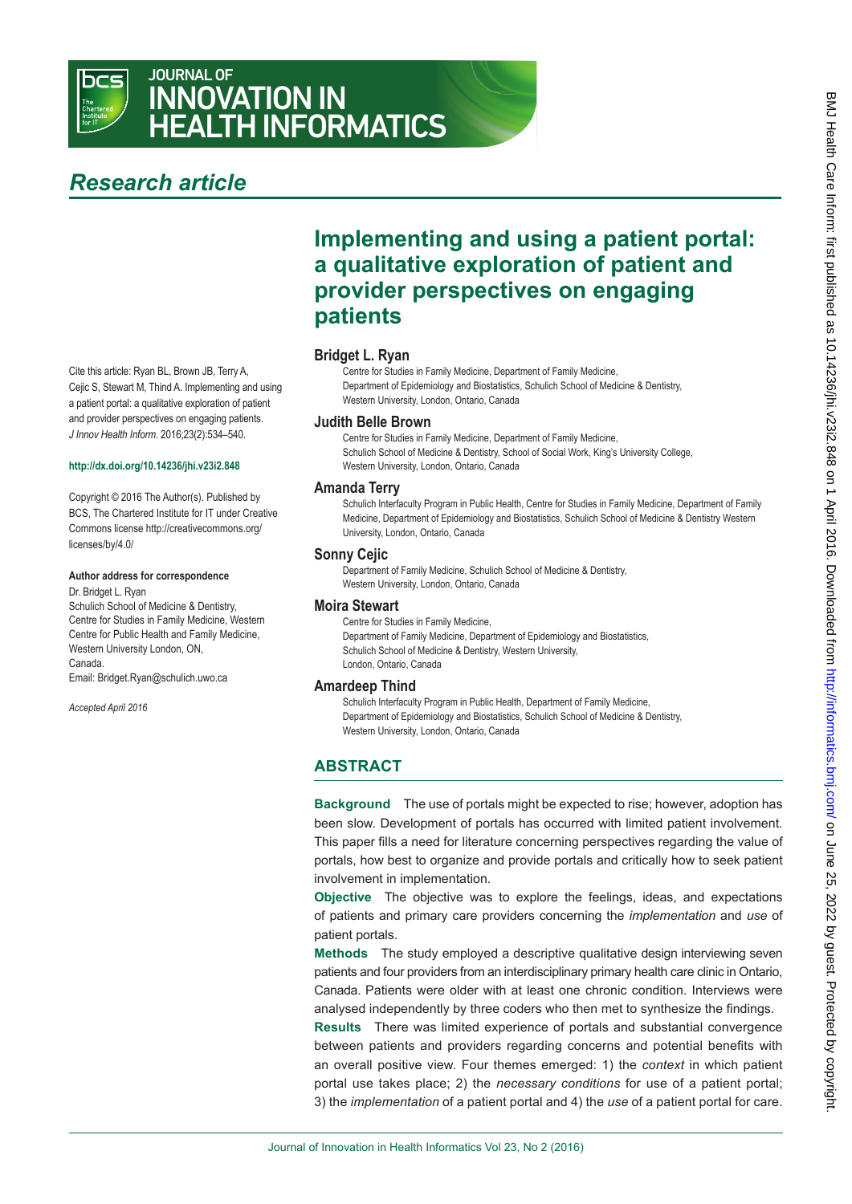# Research article

# Implementing and using a patient portal: a qualitative exploration of patient and provider perspectives on engaging patients

**Bridget L. Ryan**
Centre for Studies in Family Medicine, Department of Family Medicine, Department of Epidemiology and Biostatistics, Schulich School of Medicine & Dentistry, Western University, London, Ontario, Canada

**Judith Belle Brown**
Centre for Studies in Family Medicine, Department of Family Medicine, Schulich School of Medicine & Dentistry, School of Social Work, King's University College, Western University, London, Ontario, Canada

**Amanda Terry**
Schulich Interfaculty Program in Public Health, Centre for Studies in Family Medicine, Department of Family Medicine, Department of Epidemiology and Biostatistics, Schulich School of Medicine & Dentistry Western University, London, Ontario, Canada

**Sonny Cejic**
Department of Family Medicine, Schulich School of Medicine & Dentistry, Western University, London, Ontario, Canada

**Moira Stewart**
Centre for Studies in Family Medicine, Department of Family Medicine, Department of Epidemiology and Biostatistics, Schulich School of Medicine & Dentistry, Western University, London, Ontario, Canada

**Amardeep Thind**
Schulich Interfaculty Program in Public Health, Department of Family Medicine, Department of Epidemiology and Biostatistics, Schulich School of Medicine & Dentistry, Western University, London, Ontario, Canada

Cite this article: Ryan BL, Brown JB, Terry A, Cejic S, Stewart M, Thind A. Implementing and using a patient portal: a qualitative exploration of patient and provider perspectives on engaging patients. *J Innov Health Inform*. 2016;23(2):534–540.

**http://dx.doi.org/10.14236/jhi.v23i2.848**

Copyright © 2016 The Author(s). Published by BCS, The Chartered Institute for IT under Creative Commons license http://creativecommons.org/licenses/by/4.0/

**Author address for correspondence**
Dr. Bridget L. Ryan
Schulich School of Medicine & Dentistry, Centre for Studies in Family Medicine, Western Centre for Public Health and Family Medicine, Western University London, ON, Canada.
Email: Bridget.Ryan@schulich.uwo.ca

*Accepted April 2016*

## ABSTRACT

**Background** The use of portals might be expected to rise; however, adoption has been slow. Development of portals has occurred with limited patient involvement. This paper fills a need for literature concerning perspectives regarding the value of portals, how best to organize and provide portals and critically how to seek patient involvement in implementation.

**Objective** The objective was to explore the feelings, ideas, and expectations of patients and primary care providers concerning the *implementation* and *use* of patient portals.

**Methods** The study employed a descriptive qualitative design interviewing seven patients and four providers from an interdisciplinary primary health care clinic in Ontario, Canada. Patients were older with at least one chronic condition. Interviews were analysed independently by three coders who then met to synthesize the findings.

**Results** There was limited experience of portals and substantial convergence between patients and providers regarding concerns and potential benefits with an overall positive view. Four themes emerged: 1) the *context* in which patient portal use takes place; 2) the *necessary conditions* for use of a patient portal; 3) the *implementation* of a patient portal and 4) the *use* of a patient portal for care.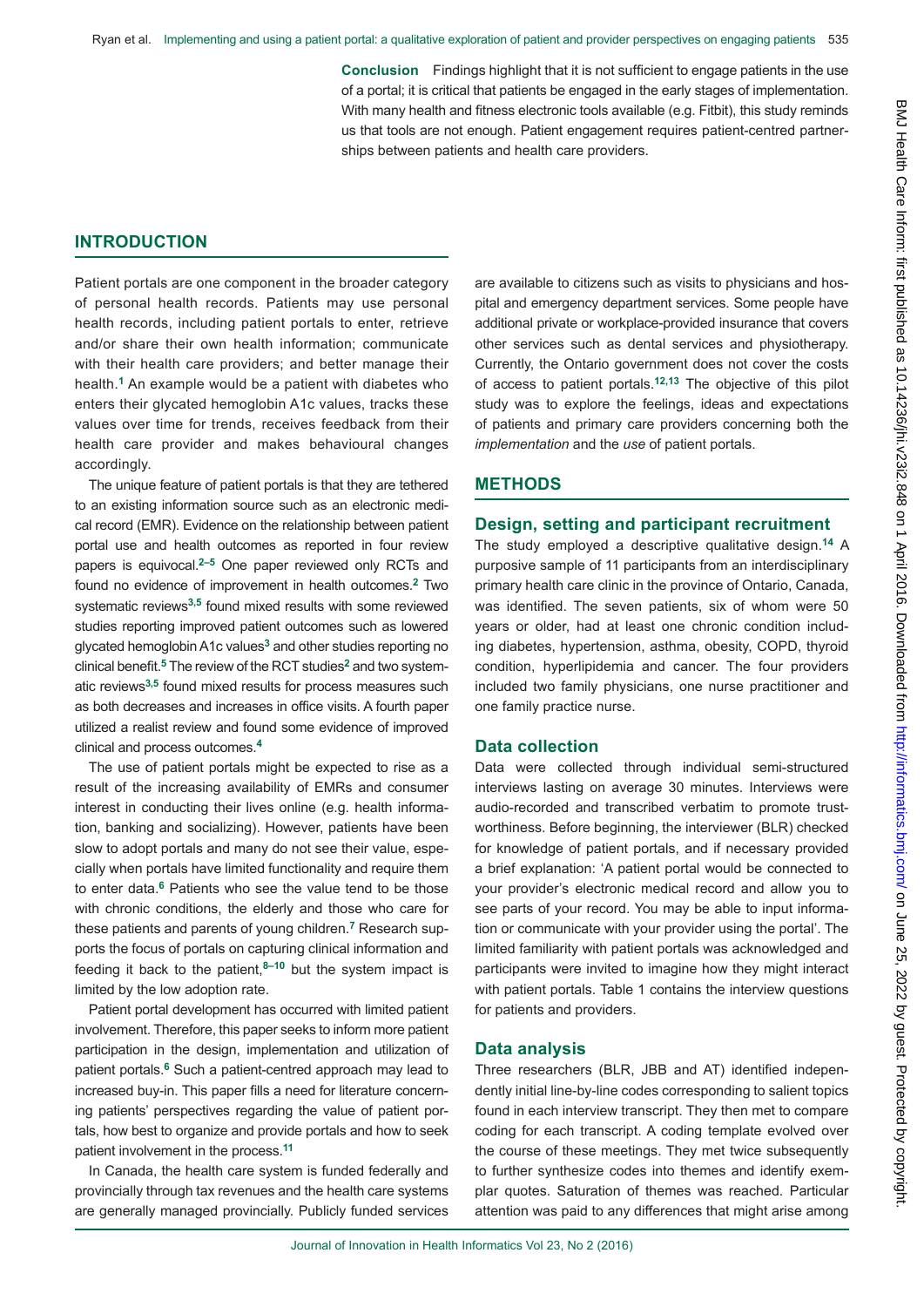**Conclusion** Findings highlight that it is not sufficient to engage patients in the use of a portal; it is critical that patients be engaged in the early stages of implementation. With many health and fitness electronic tools available (e.g. Fitbit), this study reminds us that tools are not enough. Patient engagement requires patient-centred partnerships between patients and health care providers.

## INTRODUCTION

Patient portals are one component in the broader category of personal health records. Patients may use personal health records, including patient portals to enter, retrieve and/or share their own health information; communicate with their health care providers; and better manage their health.[1] An example would be a patient with diabetes who enters their glycated hemoglobin A1c values, tracks these values over time for trends, receives feedback from their health care provider and makes behavioural changes accordingly.

The unique feature of patient portals is that they are tethered to an existing information source such as an electronic medical record (EMR). Evidence on the relationship between patient portal use and health outcomes as reported in four review papers is equivocal.[2–5] One paper reviewed only RCTs and found no evidence of improvement in health outcomes.[2] Two systematic reviews[3,5] found mixed results with some reviewed studies reporting improved patient outcomes such as lowered glycated hemoglobin A1c values[3] and other studies reporting no clinical benefit.[5] The review of the RCT studies[2] and two systematic reviews[3,5] found mixed results for process measures such as both decreases and increases in office visits. A fourth paper utilized a realist review and found some evidence of improved clinical and process outcomes.[4]

The use of patient portals might be expected to rise as a result of the increasing availability of EMRs and consumer interest in conducting their lives online (e.g. health information, banking and socializing). However, patients have been slow to adopt portals and many do not see their value, especially when portals have limited functionality and require them to enter data.[6] Patients who see the value tend to be those with chronic conditions, the elderly and those who care for these patients and parents of young children.[7] Research supports the focus of portals on capturing clinical information and feeding it back to the patient,[8–10] but the system impact is limited by the low adoption rate.

Patient portal development has occurred with limited patient involvement. Therefore, this paper seeks to inform more patient participation in the design, implementation and utilization of patient portals.[6] Such a patient-centred approach may lead to increased buy-in. This paper fills a need for literature concerning patients' perspectives regarding the value of patient portals, how best to organize and provide portals and how to seek patient involvement in the process.[11]

In Canada, the health care system is funded federally and provincially through tax revenues and the health care systems are generally managed provincially. Publicly funded services are available to citizens such as visits to physicians and hospital and emergency department services. Some people have additional private or workplace-provided insurance that covers other services such as dental services and physiotherapy. Currently, the Ontario government does not cover the costs of access to patient portals.[12,13] The objective of this pilot study was to explore the feelings, ideas and expectations of patients and primary care providers concerning both the *implementation* and the *use* of patient portals.

## METHODS

### Design, setting and participant recruitment

The study employed a descriptive qualitative design.[14] A purposive sample of 11 participants from an interdisciplinary primary health care clinic in the province of Ontario, Canada, was identified. The seven patients, six of whom were 50 years or older, had at least one chronic condition including diabetes, hypertension, asthma, obesity, COPD, thyroid condition, hyperlipidemia and cancer. The four providers included two family physicians, one nurse practitioner and one family practice nurse.

### Data collection

Data were collected through individual semi-structured interviews lasting on average 30 minutes. Interviews were audio-recorded and transcribed verbatim to promote trustworthiness. Before beginning, the interviewer (BLR) checked for knowledge of patient portals, and if necessary provided a brief explanation: 'A patient portal would be connected to your provider's electronic medical record and allow you to see parts of your record. You may be able to input information or communicate with your provider using the portal'. The limited familiarity with patient portals was acknowledged and participants were invited to imagine how they might interact with patient portals. Table 1 contains the interview questions for patients and providers.

### Data analysis

Three researchers (BLR, JBB and AT) identified independently initial line-by-line codes corresponding to salient topics found in each interview transcript. They then met to compare coding for each transcript. A coding template evolved over the course of these meetings. They met twice subsequently to further synthesize codes into themes and identify exemplar quotes. Saturation of themes was reached. Particular attention was paid to any differences that might arise among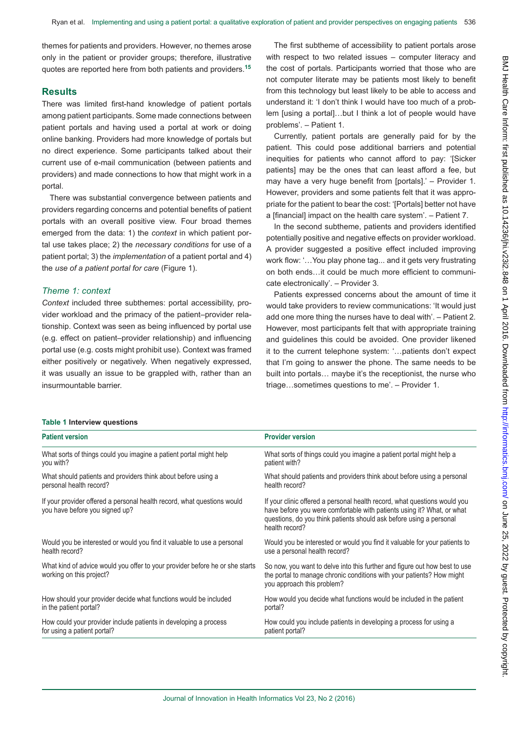themes for patients and providers. However, no themes arose only in the patient or provider groups; therefore, illustrative quotes are reported here from both patients and providers.[15]

## Results

There was limited first-hand knowledge of patient portals among patient participants. Some made connections between patient portals and having used a portal at work or doing online banking. Providers had more knowledge of portals but no direct experience. Some participants talked about their current use of e-mail communication (between patients and providers) and made connections to how that might work in a portal.

There was substantial convergence between patients and providers regarding concerns and potential benefits of patient portals with an overall positive view. Four broad themes emerged from the data: 1) the *context* in which patient portal use takes place; 2) the *necessary conditions* for use of a patient portal; 3) the *implementation* of a patient portal and 4) the *use of a patient portal for care* (Figure 1).

### *Theme 1: context*

*Context* included three subthemes: portal accessibility, provider workload and the primacy of the patient–provider relationship. Context was seen as being influenced by portal use (e.g. effect on patient–provider relationship) and influencing portal use (e.g. costs might prohibit use). Context was framed either positively or negatively. When negatively expressed, it was usually an issue to be grappled with, rather than an insurmountable barrier.

The first subtheme of accessibility to patient portals arose with respect to two related issues – computer literacy and the cost of portals. Participants worried that those who are not computer literate may be patients most likely to benefit from this technology but least likely to be able to access and understand it: 'I don't think I would have too much of a problem [using a portal]…but I think a lot of people would have problems'. – Patient 1.

Currently, patient portals are generally paid for by the patient. This could pose additional barriers and potential inequities for patients who cannot afford to pay: '[Sicker patients] may be the ones that can least afford a fee, but may have a very huge benefit from [portals].' – Provider 1. However, providers and some patients felt that it was appropriate for the patient to bear the cost: '[Portals] better not have a [financial] impact on the health care system'. – Patient 7.

In the second subtheme, patients and providers identified potentially positive and negative effects on provider workload. A provider suggested a positive effect included improving work flow: '…You play phone tag... and it gets very frustrating on both ends…it could be much more efficient to communicate electronically'. – Provider 3.

Patients expressed concerns about the amount of time it would take providers to review communications: 'It would just add one more thing the nurses have to deal with'. – Patient 2. However, most participants felt that with appropriate training and guidelines this could be avoided. One provider likened it to the current telephone system: '…patients don't expect that I'm going to answer the phone. The same needs to be built into portals… maybe it's the receptionist, the nurse who triage…sometimes questions to me'. – Provider 1.

**Table 1** Interview questions

| Patient version | Provider version |
|---|---|
| What sorts of things could you imagine a patient portal might help you with? | What sorts of things could you imagine a patient portal might help a patient with? |
| What should patients and providers think about before using a personal health record? | What should patients and providers think about before using a personal health record? |
| If your provider offered a personal health record, what questions would you have before you signed up? | If your clinic offered a personal health record, what questions would you have before you were comfortable with patients using it? What, or what questions, do you think patients should ask before using a personal health record? |
| Would you be interested or would you find it valuable to use a personal health record? | Would you be interested or would you find it valuable for your patients to use a personal health record? |
| What kind of advice would you offer to your provider before he or she starts working on this project? | So now, you want to delve into this further and figure out how best to use the portal to manage chronic conditions with your patients? How might you approach this problem? |
| How should your provider decide what functions would be included in the patient portal? | How would you decide what functions would be included in the patient portal? |
| How could your provider include patients in developing a process for using a patient portal? | How could you include patients in developing a process for using a patient portal? |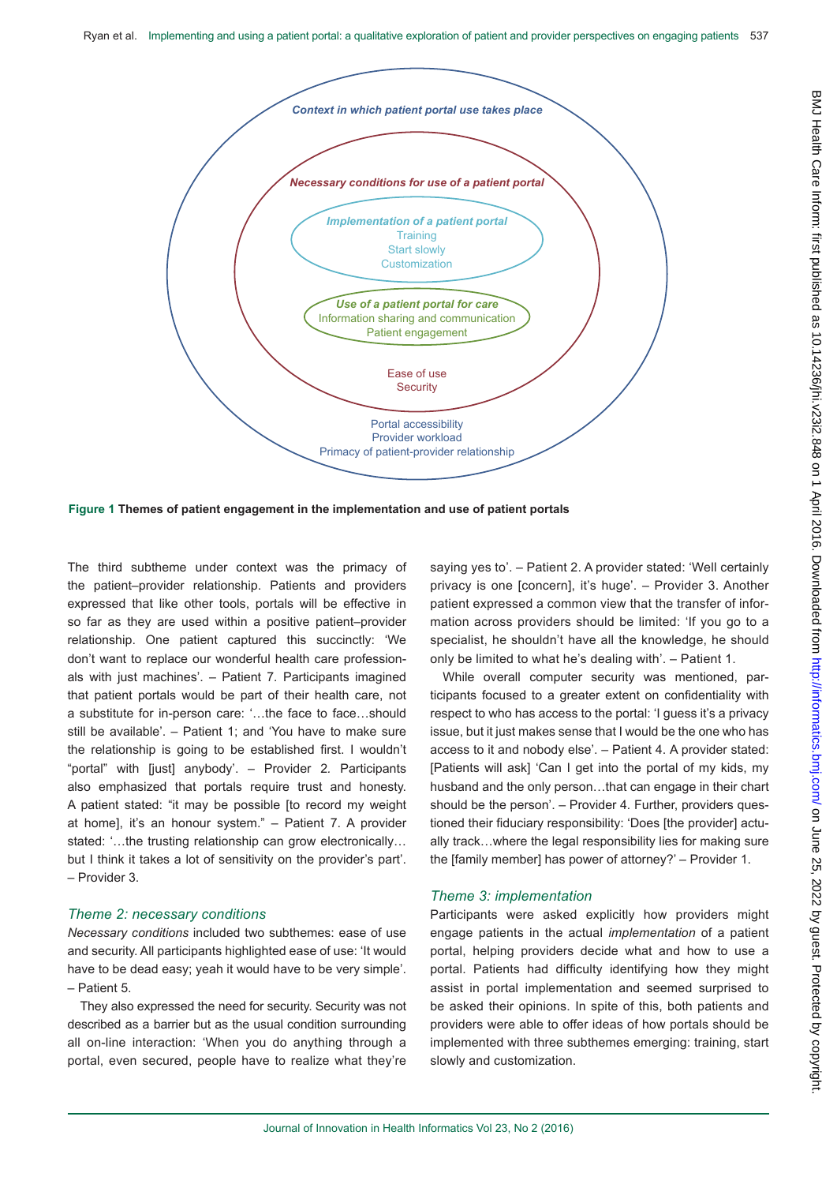Context in which patient portal use takes place

Necessary conditions for use of a patient portal

Implementation of a patient portal
Training
Start slowly
Customization

Use of a patient portal for care
Information sharing and communication
Patient engagement

Ease of use
Security

Portal accessibility
Provider workload
Primacy of patient-provider relationship

**Figure 1** **Themes of patient engagement in the implementation and use of patient portals**

The third subtheme under context was the primacy of the patient–provider relationship. Patients and providers expressed that like other tools, portals will be effective in so far as they are used within a positive patient–provider relationship. One patient captured this succinctly: 'We don't want to replace our wonderful health care professionals with just machines'. – Patient 7. Participants imagined that patient portals would be part of their health care, not a substitute for in-person care: '…the face to face…should still be available'. – Patient 1; and 'You have to make sure the relationship is going to be established first. I wouldn't "portal" with [just] anybody'. – Provider 2. Participants also emphasized that portals require trust and honesty. A patient stated: "it may be possible [to record my weight at home], it's an honour system." – Patient 7. A provider stated: '…the trusting relationship can grow electronically… but I think it takes a lot of sensitivity on the provider's part'. – Provider 3.

### *Theme 2: necessary conditions*

*Necessary conditions* included two subthemes: ease of use and security. All participants highlighted ease of use: 'It would have to be dead easy; yeah it would have to be very simple'. – Patient 5.

They also expressed the need for security. Security was not described as a barrier but as the usual condition surrounding all on-line interaction: 'When you do anything through a portal, even secured, people have to realize what they're saying yes to'. – Patient 2. A provider stated: 'Well certainly privacy is one [concern], it's huge'. – Provider 3. Another patient expressed a common view that the transfer of information across providers should be limited: 'If you go to a specialist, he shouldn't have all the knowledge, he should only be limited to what he's dealing with'. – Patient 1.

While overall computer security was mentioned, participants focused to a greater extent on confidentiality with respect to who has access to the portal: 'I guess it's a privacy issue, but it just makes sense that I would be the one who has access to it and nobody else'. – Patient 4. A provider stated: [Patients will ask] 'Can I get into the portal of my kids, my husband and the only person…that can engage in their chart should be the person'. – Provider 4. Further, providers questioned their fiduciary responsibility: 'Does [the provider] actually track…where the legal responsibility lies for making sure the [family member] has power of attorney?' – Provider 1.

### *Theme 3: implementation*

Participants were asked explicitly how providers might engage patients in the actual *implementation* of a patient portal, helping providers decide what and how to use a portal. Patients had difficulty identifying how they might assist in portal implementation and seemed surprised to be asked their opinions. In spite of this, both patients and providers were able to offer ideas of how portals should be implemented with three subthemes emerging: training, start slowly and customization.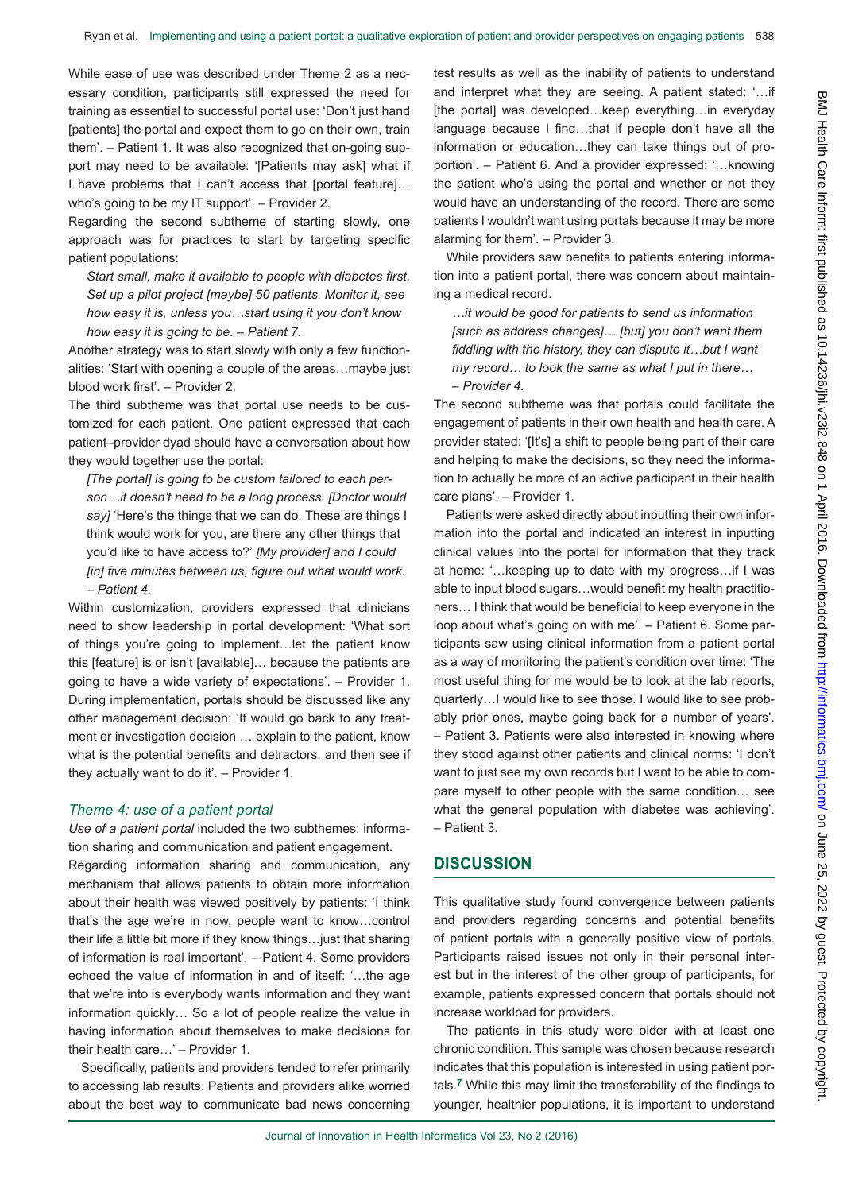While ease of use was described under Theme 2 as a necessary condition, participants still expressed the need for training as essential to successful portal use: 'Don't just hand [patients] the portal and expect them to go on their own, train them'. – Patient 1. It was also recognized that on-going support may need to be available: '[Patients may ask] what if I have problems that I can't access that [portal feature]… who's going to be my IT support'. – Provider 2.

Regarding the second subtheme of starting slowly, one approach was for practices to start by targeting specific patient populations:

> *Start small, make it available to people with diabetes first. Set up a pilot project [maybe] 50 patients. Monitor it, see how easy it is, unless you…start using it you don't know how easy it is going to be. – Patient 7.*

Another strategy was to start slowly with only a few functionalities: 'Start with opening a couple of the areas…maybe just blood work first'. – Provider 2.

The third subtheme was that portal use needs to be customized for each patient. One patient expressed that each patient–provider dyad should have a conversation about how they would together use the portal:

> *[The portal] is going to be custom tailored to each person…it doesn't need to be a long process. [Doctor would say]* 'Here's the things that we can do. These are things I think would work for you, are there any other things that you'd like to have access to?' *[My provider] and I could [in] five minutes between us, figure out what would work. – Patient 4.*

Within customization, providers expressed that clinicians need to show leadership in portal development: 'What sort of things you're going to implement…let the patient know this [feature] is or isn't [available]… because the patients are going to have a wide variety of expectations'. – Provider 1. During implementation, portals should be discussed like any other management decision: 'It would go back to any treatment or investigation decision … explain to the patient, know what is the potential benefits and detractors, and then see if they actually want to do it'. – Provider 1.

### *Theme 4: use of a patient portal*

*Use of a patient portal* included the two subthemes: information sharing and communication and patient engagement.

Regarding information sharing and communication, any mechanism that allows patients to obtain more information about their health was viewed positively by patients: 'I think that's the age we're in now, people want to know…control their life a little bit more if they know things…just that sharing of information is real important'. – Patient 4. Some providers echoed the value of information in and of itself: '…the age that we're into is everybody wants information and they want information quickly… So a lot of people realize the value in having information about themselves to make decisions for their health care…' – Provider 1.

Specifically, patients and providers tended to refer primarily to accessing lab results. Patients and providers alike worried about the best way to communicate bad news concerning test results as well as the inability of patients to understand and interpret what they are seeing. A patient stated: '…if [the portal] was developed…keep everything…in everyday language because I find…that if people don't have all the information or education…they can take things out of proportion'. – Patient 6. And a provider expressed: '…knowing the patient who's using the portal and whether or not they would have an understanding of the record. There are some patients I wouldn't want using portals because it may be more alarming for them'. – Provider 3.

While providers saw benefits to patients entering information into a patient portal, there was concern about maintaining a medical record.

> *…it would be good for patients to send us information [such as address changes]… [but] you don't want them fiddling with the history, they can dispute it…but I want my record… to look the same as what I put in there… – Provider 4.*

The second subtheme was that portals could facilitate the engagement of patients in their own health and health care. A provider stated: '[It's] a shift to people being part of their care and helping to make the decisions, so they need the information to actually be more of an active participant in their health care plans'. – Provider 1.

Patients were asked directly about inputting their own information into the portal and indicated an interest in inputting clinical values into the portal for information that they track at home: '…keeping up to date with my progress…if I was able to input blood sugars…would benefit my health practitioners… I think that would be beneficial to keep everyone in the loop about what's going on with me'. – Patient 6. Some participants saw using clinical information from a patient portal as a way of monitoring the patient's condition over time: 'The most useful thing for me would be to look at the lab reports, quarterly…I would like to see those. I would like to see probably prior ones, maybe going back for a number of years'. – Patient 3. Patients were also interested in knowing where they stood against other patients and clinical norms: 'I don't want to just see my own records but I want to be able to compare myself to other people with the same condition… see what the general population with diabetes was achieving'. – Patient 3.

## DISCUSSION

This qualitative study found convergence between patients and providers regarding concerns and potential benefits of patient portals with a generally positive view of portals. Participants raised issues not only in their personal interest but in the interest of the other group of participants, for example, patients expressed concern that portals should not increase workload for providers.

The patients in this study were older with at least one chronic condition. This sample was chosen because research indicates that this population is interested in using patient portals.[7] While this may limit the transferability of the findings to younger, healthier populations, it is important to understand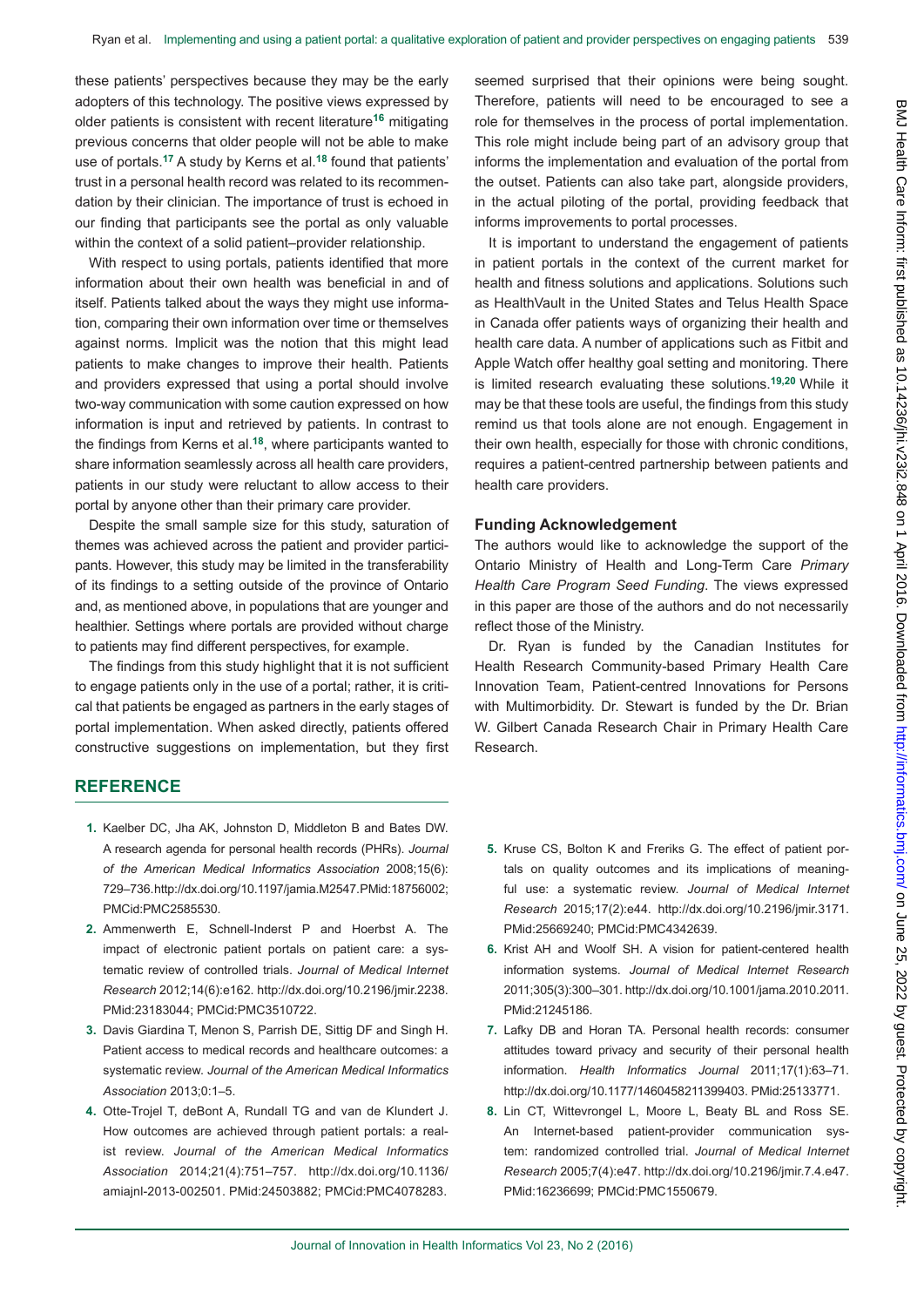these patients' perspectives because they may be the early adopters of this technology. The positive views expressed by older patients is consistent with recent literature[16] mitigating previous concerns that older people will not be able to make use of portals.[17] A study by Kerns et al.[18] found that patients' trust in a personal health record was related to its recommendation by their clinician. The importance of trust is echoed in our finding that participants see the portal as only valuable within the context of a solid patient–provider relationship.

With respect to using portals, patients identified that more information about their own health was beneficial in and of itself. Patients talked about the ways they might use information, comparing their own information over time or themselves against norms. Implicit was the notion that this might lead patients to make changes to improve their health. Patients and providers expressed that using a portal should involve two-way communication with some caution expressed on how information is input and retrieved by patients. In contrast to the findings from Kerns et al.[18], where participants wanted to share information seamlessly across all health care providers, patients in our study were reluctant to allow access to their portal by anyone other than their primary care provider.

Despite the small sample size for this study, saturation of themes was achieved across the patient and provider participants. However, this study may be limited in the transferability of its findings to a setting outside of the province of Ontario and, as mentioned above, in populations that are younger and healthier. Settings where portals are provided without charge to patients may find different perspectives, for example.

The findings from this study highlight that it is not sufficient to engage patients only in the use of a portal; rather, it is critical that patients be engaged as partners in the early stages of portal implementation. When asked directly, patients offered constructive suggestions on implementation, but they first seemed surprised that their opinions were being sought. Therefore, patients will need to be encouraged to see a role for themselves in the process of portal implementation. This role might include being part of an advisory group that informs the implementation and evaluation of the portal from the outset. Patients can also take part, alongside providers, in the actual piloting of the portal, providing feedback that informs improvements to portal processes.

It is important to understand the engagement of patients in patient portals in the context of the current market for health and fitness solutions and applications. Solutions such as HealthVault in the United States and Telus Health Space in Canada offer patients ways of organizing their health and health care data. A number of applications such as Fitbit and Apple Watch offer healthy goal setting and monitoring. There is limited research evaluating these solutions.[19,20] While it may be that these tools are useful, the findings from this study remind us that tools alone are not enough. Engagement in their own health, especially for those with chronic conditions, requires a patient-centred partnership between patients and health care providers.

### Funding Acknowledgement

The authors would like to acknowledge the support of the Ontario Ministry of Health and Long-Term Care *Primary Health Care Program Seed Funding*. The views expressed in this paper are those of the authors and do not necessarily reflect those of the Ministry.

Dr. Ryan is funded by the Canadian Institutes for Health Research Community-based Primary Health Care Innovation Team, Patient-centred Innovations for Persons with Multimorbidity. Dr. Stewart is funded by the Dr. Brian W. Gilbert Canada Research Chair in Primary Health Care Research.

## REFERENCE

1. Kaelber DC, Jha AK, Johnston D, Middleton B and Bates DW. A research agenda for personal health records (PHRs). *Journal of the American Medical Informatics Association* 2008;15(6): 729–736.http://dx.doi.org/10.1197/jamia.M2547.PMid:18756002; PMCid:PMC2585530.
2. Ammenwerth E, Schnell-Inderst P and Hoerbst A. The impact of electronic patient portals on patient care: a systematic review of controlled trials. *Journal of Medical Internet Research* 2012;14(6):e162. http://dx.doi.org/10.2196/jmir.2238. PMid:23183044; PMCid:PMC3510722.
3. Davis Giardina T, Menon S, Parrish DE, Sittig DF and Singh H. Patient access to medical records and healthcare outcomes: a systematic review. *Journal of the American Medical Informatics Association* 2013;0:1–5.
4. Otte-Trojel T, deBont A, Rundall TG and van de Klundert J. How outcomes are achieved through patient portals: a realist review. *Journal of the American Medical Informatics Association* 2014;21(4):751–757. http://dx.doi.org/10.1136/amiajnl-2013-002501. PMid:24503882; PMCid:PMC4078283.
5. Kruse CS, Bolton K and Freriks G. The effect of patient portals on quality outcomes and its implications of meaningful use: a systematic review. *Journal of Medical Internet Research* 2015;17(2):e44. http://dx.doi.org/10.2196/jmir.3171. PMid:25669240; PMCid:PMC4342639.
6. Krist AH and Woolf SH. A vision for patient-centered health information systems. *Journal of Medical Internet Research* 2011;305(3):300–301. http://dx.doi.org/10.1001/jama.2010.2011. PMid:21245186.
7. Lafky DB and Horan TA. Personal health records: consumer attitudes toward privacy and security of their personal health information. *Health Informatics Journal* 2011;17(1):63–71. http://dx.doi.org/10.1177/1460458211399403. PMid:25133771.
8. Lin CT, Wittevrongel L, Moore L, Beaty BL and Ross SE. An Internet-based patient-provider communication system: randomized controlled trial. *Journal of Medical Internet Research* 2005;7(4):e47. http://dx.doi.org/10.2196/jmir.7.4.e47. PMid:16236699; PMCid:PMC1550679.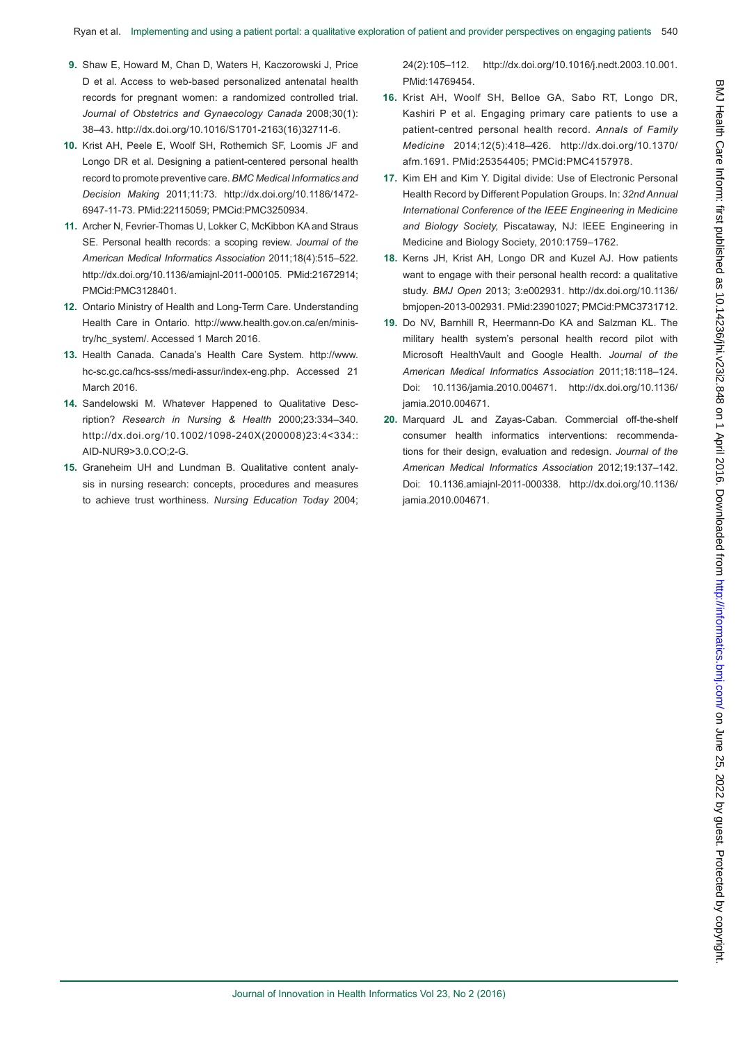9. Shaw E, Howard M, Chan D, Waters H, Kaczorowski J, Price D et al. Access to web-based personalized antenatal health records for pregnant women: a randomized controlled trial. *Journal of Obstetrics and Gynaecology Canada* 2008;30(1): 38–43. http://dx.doi.org/10.1016/S1701-2163(16)32711-6.
10. Krist AH, Peele E, Woolf SH, Rothemich SF, Loomis JF and Longo DR et al. Designing a patient-centered personal health record to promote preventive care. *BMC Medical Informatics and Decision Making* 2011;11:73. http://dx.doi.org/10.1186/1472-6947-11-73. PMid:22115059; PMCid:PMC3250934.
11. Archer N, Fevrier-Thomas U, Lokker C, McKibbon KA and Straus SE. Personal health records: a scoping review. *Journal of the American Medical Informatics Association* 2011;18(4):515–522. http://dx.doi.org/10.1136/amiajnl-2011-000105. PMid:21672914; PMCid:PMC3128401.
12. Ontario Ministry of Health and Long-Term Care. Understanding Health Care in Ontario. http://www.health.gov.on.ca/en/ministry/hc_system/. Accessed 1 March 2016.
13. Health Canada. Canada's Health Care System. http://www.hc-sc.gc.ca/hcs-sss/medi-assur/index-eng.php. Accessed 21 March 2016.
14. Sandelowski M. Whatever Happened to Qualitative Description? *Research in Nursing & Health* 2000;23:334–340. http://dx.doi.org/10.1002/1098-240X(200008)23:4<334::AID-NUR9>3.0.CO;2-G.
15. Graneheim UH and Lundman B. Qualitative content analysis in nursing research: concepts, procedures and measures to achieve trust worthiness. *Nursing Education Today* 2004; 24(2):105–112. http://dx.doi.org/10.1016/j.nedt.2003.10.001. PMid:14769454.
16. Krist AH, Woolf SH, Belloe GA, Sabo RT, Longo DR, Kashiri P et al. Engaging primary care patients to use a patient-centred personal health record. *Annals of Family Medicine* 2014;12(5):418–426. http://dx.doi.org/10.1370/afm.1691. PMid:25354405; PMCid:PMC4157978.
17. Kim EH and Kim Y. Digital divide: Use of Electronic Personal Health Record by Different Population Groups. In: *32nd Annual International Conference of the IEEE Engineering in Medicine and Biology Society,* Piscataway, NJ: IEEE Engineering in Medicine and Biology Society, 2010:1759–1762.
18. Kerns JH, Krist AH, Longo DR and Kuzel AJ. How patients want to engage with their personal health record: a qualitative study. *BMJ Open* 2013; 3:e002931. http://dx.doi.org/10.1136/bmjopen-2013-002931. PMid:23901027; PMCid:PMC3731712.
19. Do NV, Barnhill R, Heermann-Do KA and Salzman KL. The military health system's personal health record pilot with Microsoft HealthVault and Google Health. *Journal of the American Medical Informatics Association* 2011;18:118–124. Doi: 10.1136/jamia.2010.004671. http://dx.doi.org/10.1136/jamia.2010.004671.
20. Marquard JL and Zayas-Caban. Commercial off-the-shelf consumer health informatics interventions: recommendations for their design, evaluation and redesign. *Journal of the American Medical Informatics Association* 2012;19:137–142. Doi: 10.1136.amiajnl-2011-000338. http://dx.doi.org/10.1136/jamia.2010.004671.